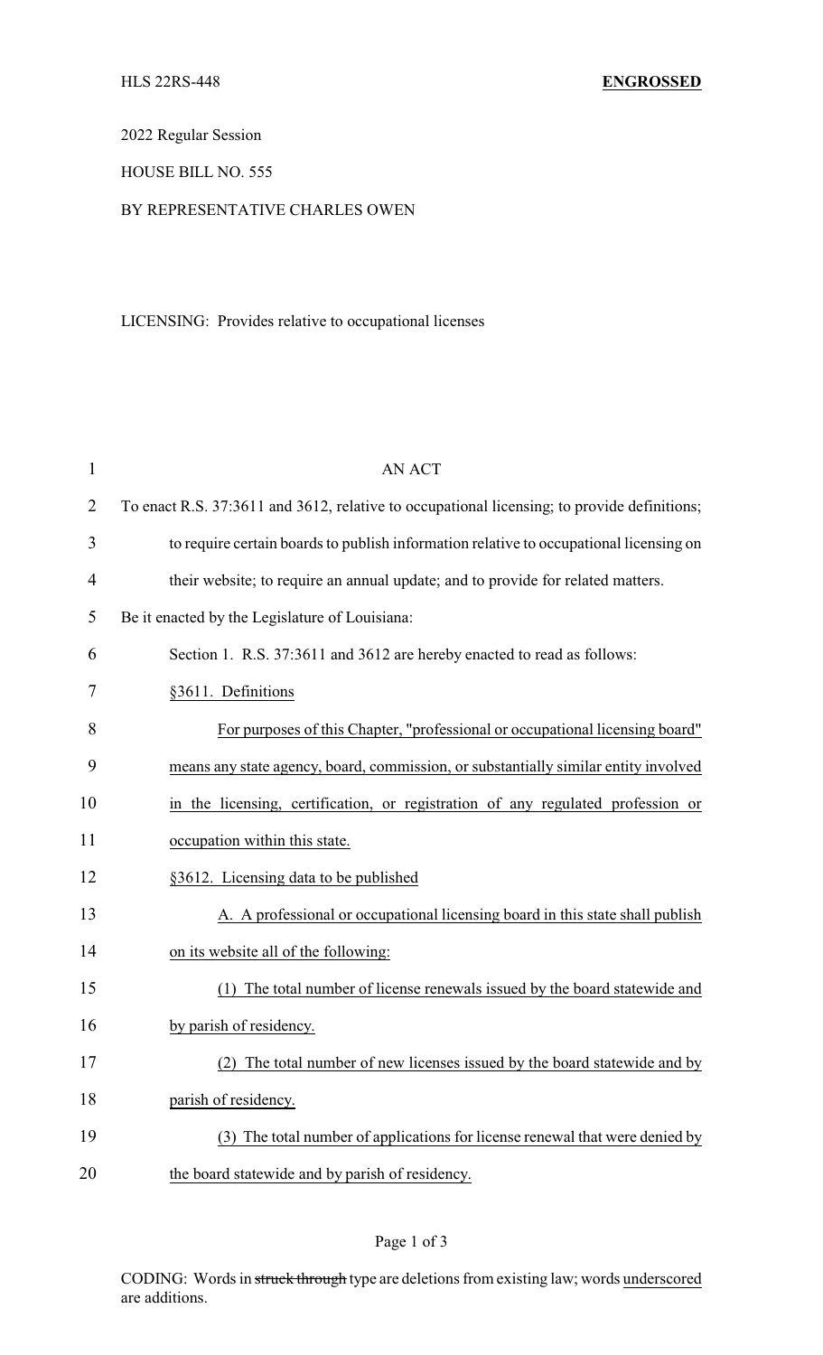HLS 22RS-448 **ENGROSSED**

2022 Regular Session

HOUSE BILL NO. 555

BY REPRESENTATIVE CHARLES OWEN

LICENSING: Provides relative to occupational licenses

AN ACT

To enact R.S. 37:3611 and 3612, relative to occupational licensing; to provide definitions; to require certain boards to publish information relative to occupational licensing on their website; to require an annual update; and to provide for related matters.

Be it enacted by the Legislature of Louisiana:

Section 1. R.S. 37:3611 and 3612 are hereby enacted to read as follows:

§3611. Definitions

For purposes of this Chapter, "professional or occupational licensing board" means any state agency, board, commission, or substantially similar entity involved in the licensing, certification, or registration of any regulated profession or occupation within this state.

§3612. Licensing data to be published

A. A professional or occupational licensing board in this state shall publish on its website all of the following:

(1) The total number of license renewals issued by the board statewide and by parish of residency.

(2) The total number of new licenses issued by the board statewide and by parish of residency.

(3) The total number of applications for license renewal that were denied by the board statewide and by parish of residency.

CODING: Words in ~~struck through~~ type are deletions from existing law; words underscored are additions.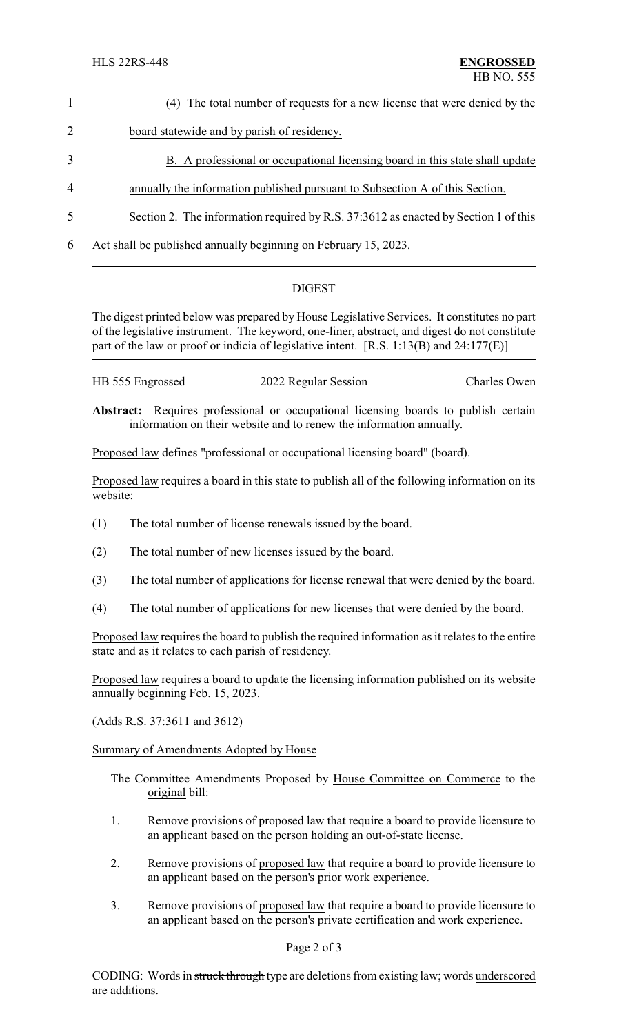(4) The total number of requests for a new license that were denied by the board statewide and by parish of residency.

B. A professional or occupational licensing board in this state shall update annually the information published pursuant to Subsection A of this Section.

Section 2. The information required by R.S. 37:3612 as enacted by Section 1 of this Act shall be published annually beginning on February 15, 2023.

---

## DIGEST

The digest printed below was prepared by House Legislative Services. It constitutes no part of the legislative instrument. The keyword, one-liner, abstract, and digest do not constitute part of the law or proof or indicia of legislative intent. [R.S. 1:13(B) and 24:177(E)]

---

HB 555 Engrossed 2022 Regular Session Charles Owen

**Abstract:** Requires professional or occupational licensing boards to publish certain information on their website and to renew the information annually.

Proposed law defines "professional or occupational licensing board" (board).

Proposed law requires a board in this state to publish all of the following information on its website:

(1) The total number of license renewals issued by the board.

(2) The total number of new licenses issued by the board.

(3) The total number of applications for license renewal that were denied by the board.

(4) The total number of applications for new licenses that were denied by the board.

Proposed law requires the board to publish the required information as it relates to the entire state and as it relates to each parish of residency.

Proposed law requires a board to update the licensing information published on its website annually beginning Feb. 15, 2023.

(Adds R.S. 37:3611 and 3612)

Summary of Amendments Adopted by House

The Committee Amendments Proposed by House Committee on Commerce to the original bill:

1. Remove provisions of proposed law that require a board to provide licensure to an applicant based on the person holding an out-of-state license.

2. Remove provisions of proposed law that require a board to provide licensure to an applicant based on the person's prior work experience.

3. Remove provisions of proposed law that require a board to provide licensure to an applicant based on the person's private certification and work experience.

CODING: Words in ~~struck through~~ type are deletions from existing law; words underscored are additions.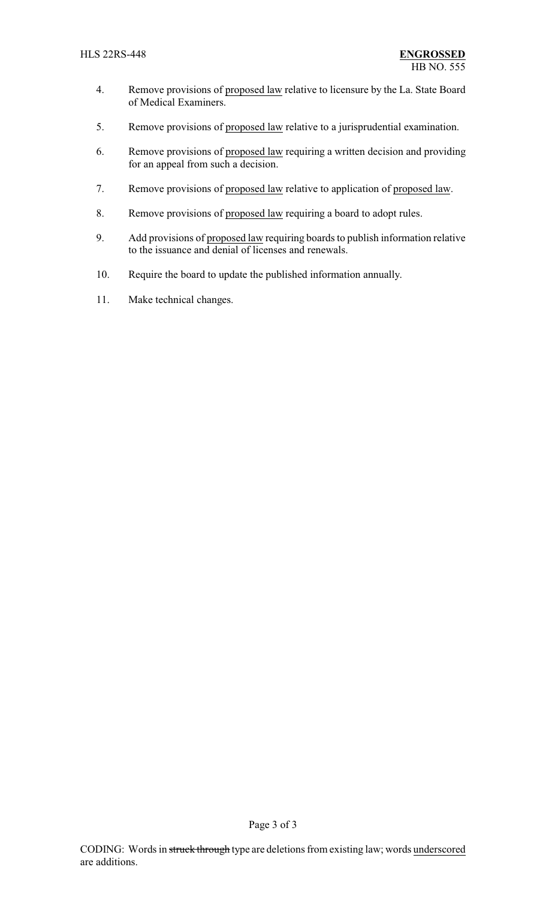4. Remove provisions of proposed law relative to licensure by the La. State Board of Medical Examiners.

5. Remove provisions of proposed law relative to a jurisprudential examination.

6. Remove provisions of proposed law requiring a written decision and providing for an appeal from such a decision.

7. Remove provisions of proposed law relative to application of proposed law.

8. Remove provisions of proposed law requiring a board to adopt rules.

9. Add provisions of proposed law requiring boards to publish information relative to the issuance and denial of licenses and renewals.

10. Require the board to update the published information annually.

11. Make technical changes.